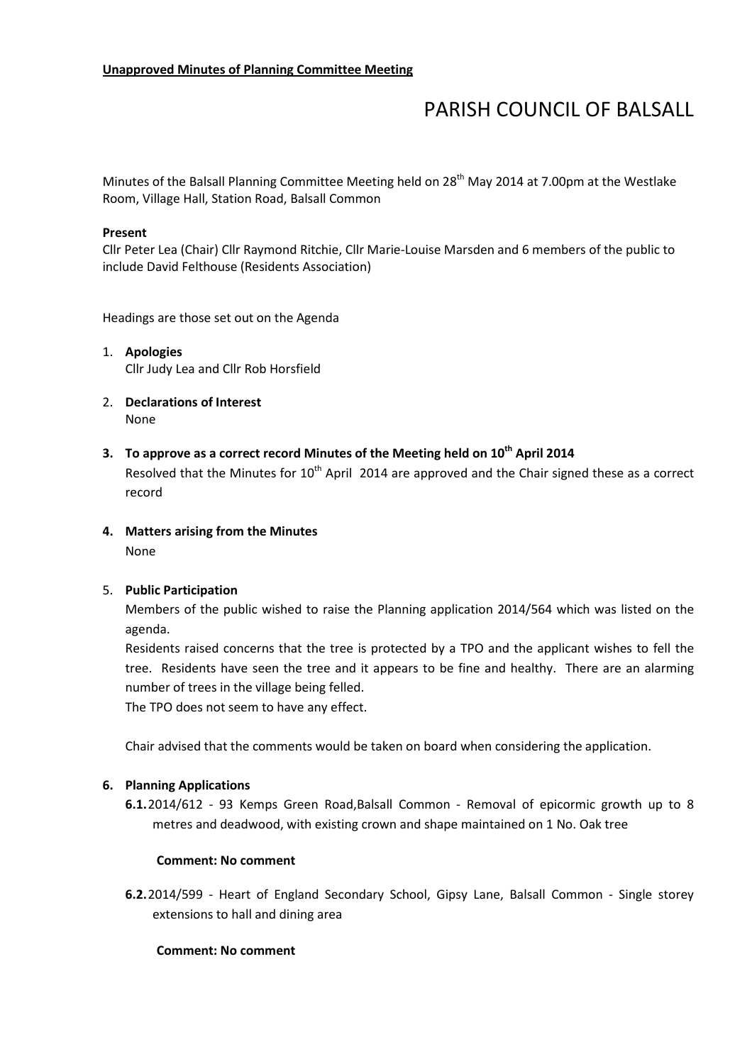**Unapproved Minutes of Planning Committee Meeting**

# PARISH COUNCIL OF BALSALL

Minutes of the Balsall Planning Committee Meeting held on 28th May 2014 at 7.00pm at the Westlake Room, Village Hall, Station Road, Balsall Common

**Present**

Cllr Peter Lea (Chair) Cllr Raymond Ritchie, Cllr Marie-Louise Marsden and 6 members of the public to include David Felthouse (Residents Association)

Headings are those set out on the Agenda

1. **Apologies**
   Cllr Judy Lea and Cllr Rob Horsfield

2. **Declarations of Interest**
   None

3. **To approve as a correct record Minutes of the Meeting held on 10th April 2014**
   Resolved that the Minutes for 10th April 2014 are approved and the Chair signed these as a correct record

4. **Matters arising from the Minutes**
   None

5. **Public Participation**
   Members of the public wished to raise the Planning application 2014/564 which was listed on the agenda.
   Residents raised concerns that the tree is protected by a TPO and the applicant wishes to fell the tree. Residents have seen the tree and it appears to be fine and healthy. There are an alarming number of trees in the village being felled.
   The TPO does not seem to have any effect.

   Chair advised that the comments would be taken on board when considering the application.

6. **Planning Applications**

   **6.1.** 2014/612 - 93 Kemps Green Road,Balsall Common - Removal of epicormic growth up to 8 metres and deadwood, with existing crown and shape maintained on 1 No. Oak tree

   **Comment: No comment**

   **6.2.** 2014/599 - Heart of England Secondary School, Gipsy Lane, Balsall Common - Single storey extensions to hall and dining area

   **Comment: No comment**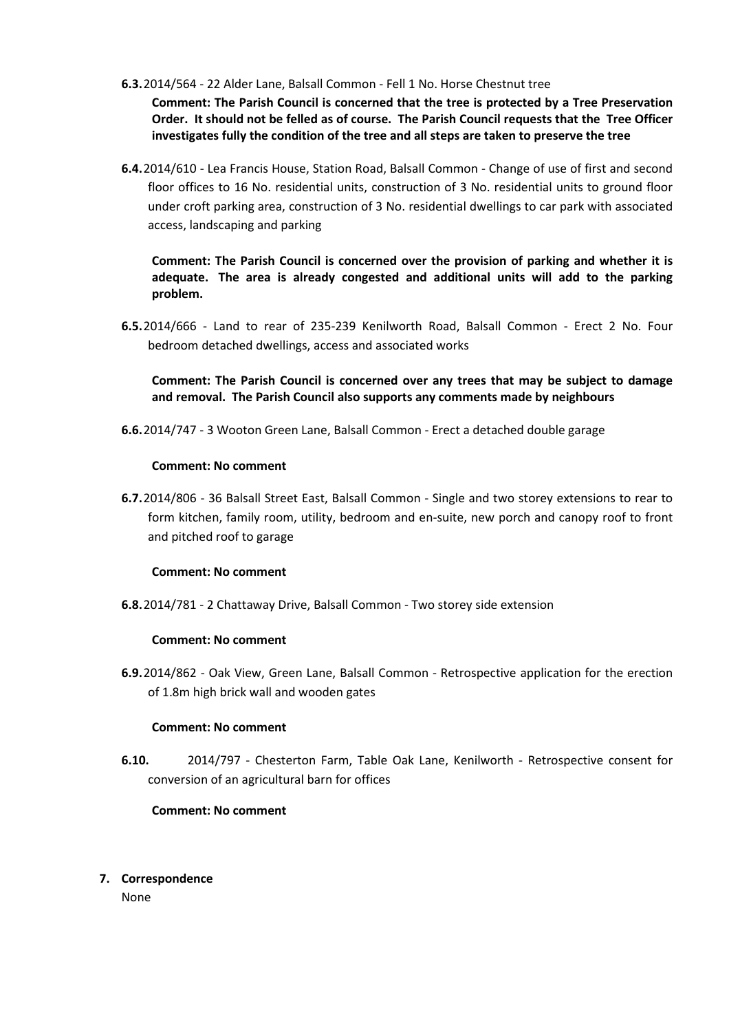**6.3.** 2014/564 - 22 Alder Lane, Balsall Common - Fell 1 No. Horse Chestnut tree

**Comment: The Parish Council is concerned that the tree is protected by a Tree Preservation Order. It should not be felled as of course. The Parish Council requests that the Tree Officer investigates fully the condition of the tree and all steps are taken to preserve the tree**

**6.4.** 2014/610 - Lea Francis House, Station Road, Balsall Common - Change of use of first and second floor offices to 16 No. residential units, construction of 3 No. residential units to ground floor under croft parking area, construction of 3 No. residential dwellings to car park with associated access, landscaping and parking

**Comment: The Parish Council is concerned over the provision of parking and whether it is adequate. The area is already congested and additional units will add to the parking problem.**

**6.5.** 2014/666 - Land to rear of 235-239 Kenilworth Road, Balsall Common - Erect 2 No. Four bedroom detached dwellings, access and associated works

**Comment: The Parish Council is concerned over any trees that may be subject to damage and removal. The Parish Council also supports any comments made by neighbours**

**6.6.** 2014/747 - 3 Wooton Green Lane, Balsall Common - Erect a detached double garage

**Comment: No comment**

**6.7.** 2014/806 - 36 Balsall Street East, Balsall Common - Single and two storey extensions to rear to form kitchen, family room, utility, bedroom and en-suite, new porch and canopy roof to front and pitched roof to garage

**Comment: No comment**

**6.8.** 2014/781 - 2 Chattaway Drive, Balsall Common - Two storey side extension

**Comment: No comment**

**6.9.** 2014/862 - Oak View, Green Lane, Balsall Common - Retrospective application for the erection of 1.8m high brick wall and wooden gates

**Comment: No comment**

**6.10.** 2014/797 - Chesterton Farm, Table Oak Lane, Kenilworth - Retrospective consent for conversion of an agricultural barn for offices

**Comment: No comment**

**7. Correspondence**

None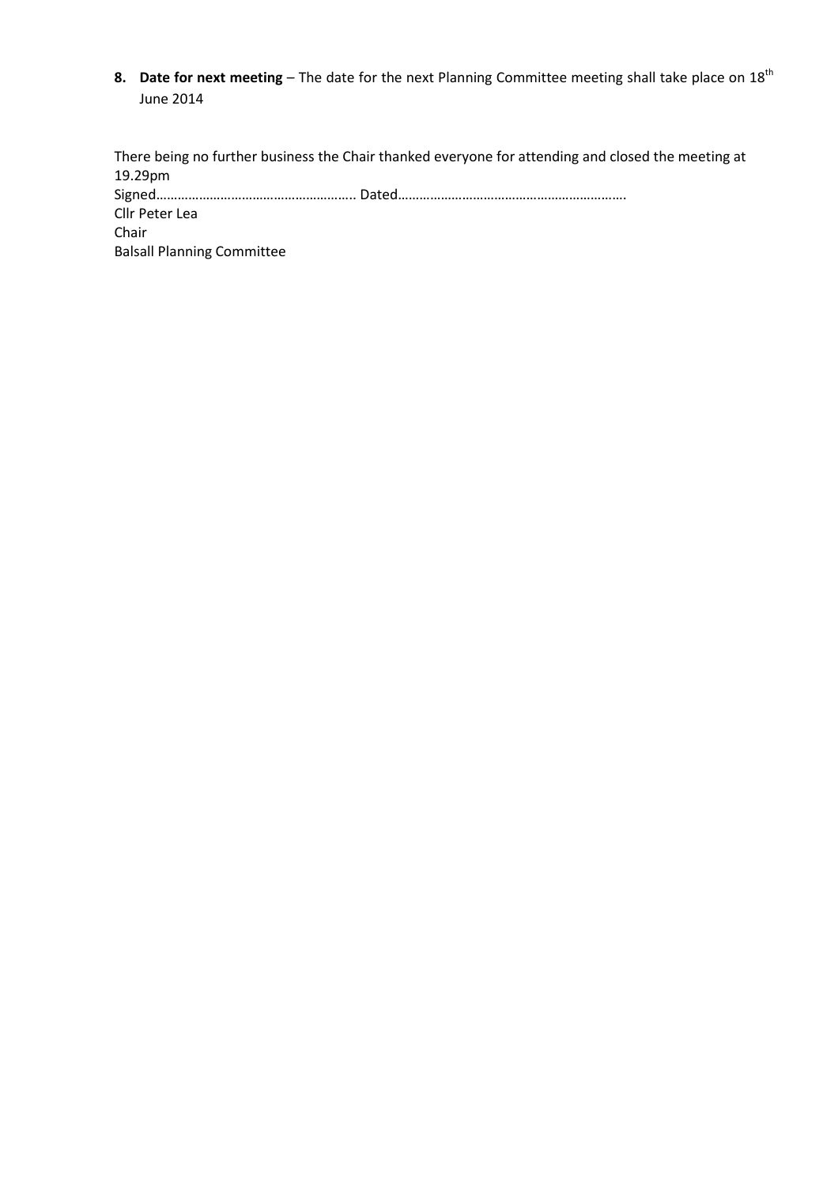8. **Date for next meeting** – The date for the next Planning Committee meeting shall take place on 18th June 2014

There being no further business the Chair thanked everyone for attending and closed the meeting at 19.29pm

Signed……………………………………………….. Dated………………………………………………………

Cllr Peter Lea
Chair
Balsall Planning Committee